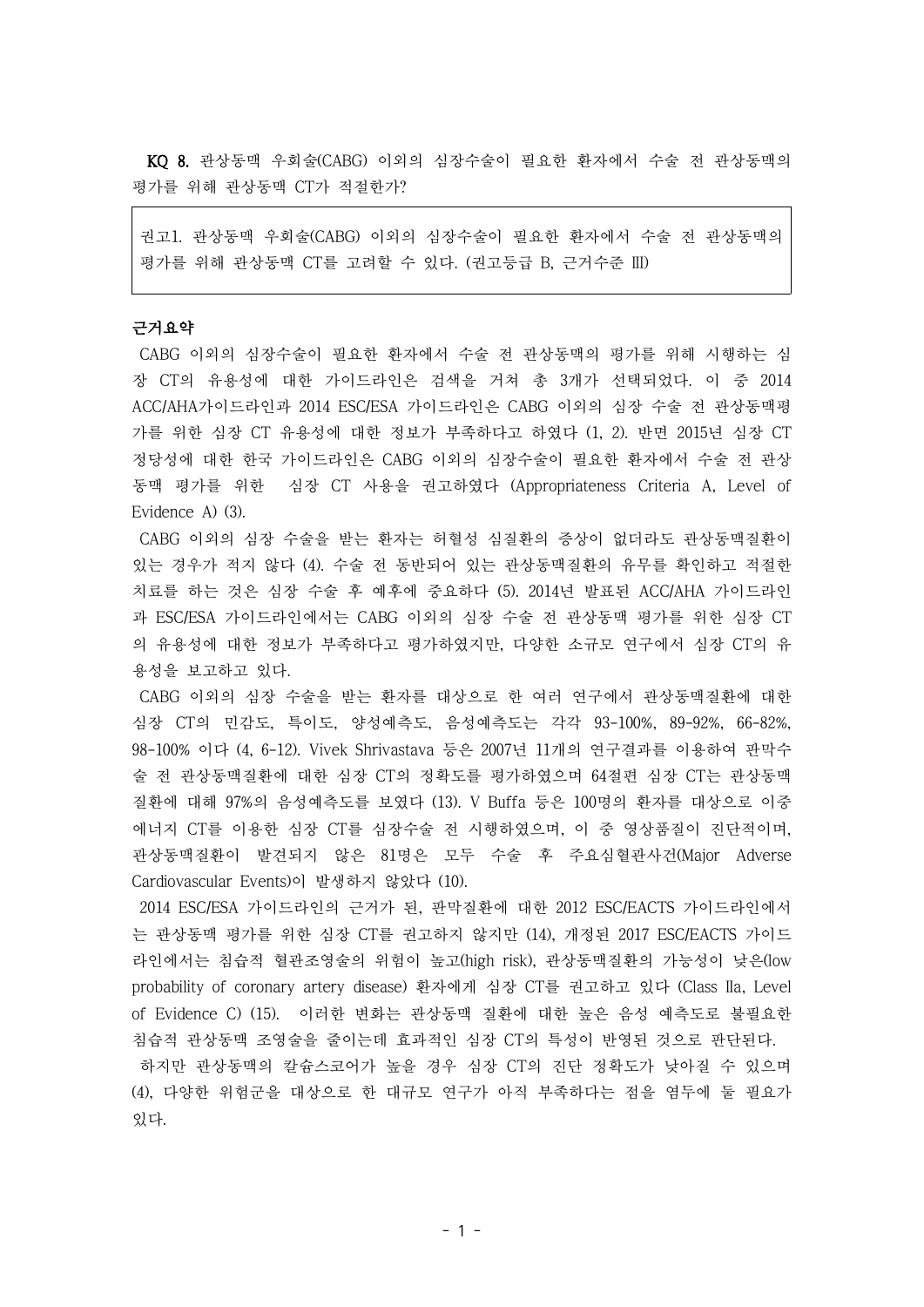**KQ 8.** 관상동맥 우회술(CABG) 이외의 심장수술이 필요한 환자에서 수술 전 관상동맥의 평가를 위해 관상동맥 CT가 적절한가?

> 권고1. 관상동맥 우회술(CABG) 이외의 심장수술이 필요한 환자에서 수술 전 관상동맥의 평가를 위해 관상동맥 CT를 고려할 수 있다. (권고등급 B, 근거수준 III)

**근거요약**

CABG 이외의 심장수술이 필요한 환자에서 수술 전 관상동맥의 평가를 위해 시행하는 심장 CT의 유용성에 대한 가이드라인은 검색을 거쳐 총 3개가 선택되었다. 이 중 2014 ACC/AHA가이드라인과 2014 ESC/ESA 가이드라인은 CABG 이외의 심장 수술 전 관상동맥평가를 위한 심장 CT 유용성에 대한 정보가 부족하다고 하였다 (1, 2). 반면 2015년 심장 CT 정당성에 대한 한국 가이드라인은 CABG 이외의 심장수술이 필요한 환자에서 수술 전 관상동맥 평가를 위한 심장 CT 사용을 권고하였다 (Appropriateness Criteria A, Level of Evidence A) (3).

CABG 이외의 심장 수술을 받는 환자는 허혈성 심질환의 증상이 없더라도 관상동맥질환이 있는 경우가 적지 않다 (4). 수술 전 동반되어 있는 관상동맥질환의 유무를 확인하고 적절한 치료를 하는 것은 심장 수술 후 예후에 중요하다 (5). 2014년 발표된 ACC/AHA 가이드라인과 ESC/ESA 가이드라인에서는 CABG 이외의 심장 수술 전 관상동맥 평가를 위한 심장 CT의 유용성에 대한 정보가 부족하다고 평가하였지만, 다양한 소규모 연구에서 심장 CT의 유용성을 보고하고 있다.

CABG 이외의 심장 수술을 받는 환자를 대상으로 한 여러 연구에서 관상동맥질환에 대한 심장 CT의 민감도, 특이도, 양성예측도, 음성예측도는 각각 93-100%, 89-92%, 66-82%, 98-100% 이다 (4, 6-12). Vivek Shrivastava 등은 2007년 11개의 연구결과를 이용하여 판막수술 전 관상동맥질환에 대한 심장 CT의 정확도를 평가하였으며 64절편 심장 CT는 관상동맥질환에 대해 97%의 음성예측도를 보였다 (13). V Buffa 등은 100명의 환자를 대상으로 이중에너지 CT를 이용한 심장 CT를 심장수술 전 시행하였으며, 이 중 영상품질이 진단적이며, 관상동맥질환이 발견되지 않은 81명은 모두 수술 후 주요심혈관사건(Major Adverse Cardiovascular Events)이 발생하지 않았다 (10).

2014 ESC/ESA 가이드라인의 근거가 된, 판막질환에 대한 2012 ESC/EACTS 가이드라인에서는 관상동맥 평가를 위한 심장 CT를 권고하지 않지만 (14), 개정된 2017 ESC/EACTS 가이드라인에서는 침습적 혈관조영술의 위험이 높고(high risk), 관상동맥질환의 가능성이 낮은(low probability of coronary artery disease) 환자에게 심장 CT를 권고하고 있다 (Class IIa, Level of Evidence C) (15). 이러한 변화는 관상동맥 질환에 대한 높은 음성 예측도로 불필요한 침습적 관상동맥 조영술을 줄이는데 효과적인 심장 CT의 특성이 반영된 것으로 판단된다.

하지만 관상동맥의 칼슘스코어가 높을 경우 심장 CT의 진단 정확도가 낮아질 수 있으며 (4), 다양한 위험군을 대상으로 한 대규모 연구가 아직 부족하다는 점을 염두에 둘 필요가 있다.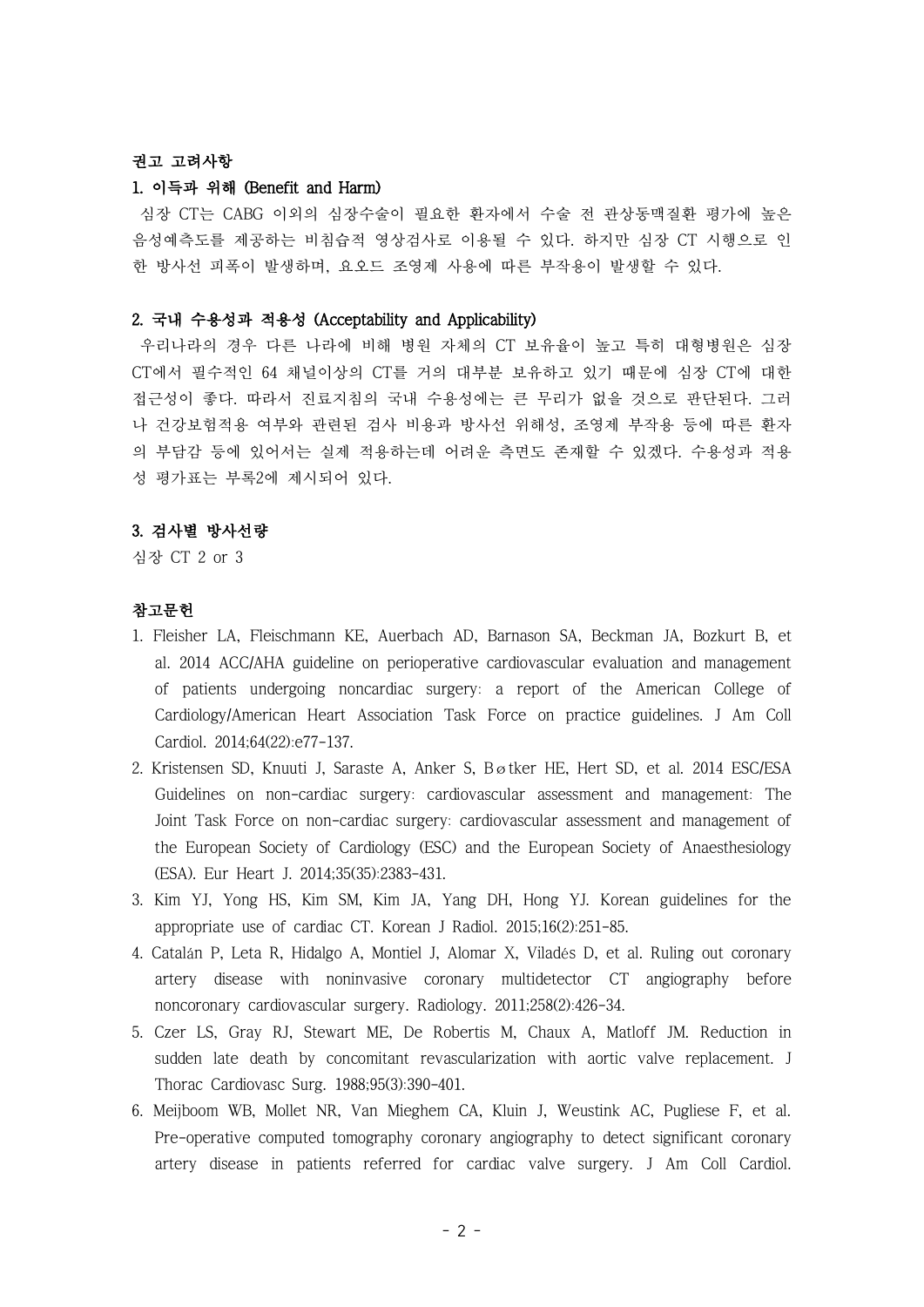### 권고 고려사항

#### 1. 이득과 위해 (Benefit and Harm)

심장 CT는 CABG 이외의 심장수술이 필요한 환자에서 수술 전 관상동맥질환 평가에 높은 음성예측도를 제공하는 비침습적 영상검사로 이용될 수 있다. 하지만 심장 CT 시행으로 인한 방사선 피폭이 발생하며, 요오드 조영제 사용에 따른 부작용이 발생할 수 있다.

#### 2. 국내 수용성과 적용성 (Acceptability and Applicability)

우리나라의 경우 다른 나라에 비해 병원 자체의 CT 보유율이 높고 특히 대형병원은 심장 CT에서 필수적인 64 채널이상의 CT를 거의 대부분 보유하고 있기 때문에 심장 CT에 대한 접근성이 좋다. 따라서 진료지침의 국내 수용성에는 큰 무리가 없을 것으로 판단된다. 그러나 건강보험적용 여부와 관련된 검사 비용과 방사선 위해성, 조영제 부작용 등에 따른 환자의 부담감 등에 있어서는 실제 적용하는데 어려운 측면도 존재할 수 있겠다. 수용성과 적용성 평가표는 부록2에 제시되어 있다.

#### 3. 검사별 방사선량

심장 CT 2 or 3

### 참고문헌

1. Fleisher LA, Fleischmann KE, Auerbach AD, Barnason SA, Beckman JA, Bozkurt B, et al. 2014 ACC/AHA guideline on perioperative cardiovascular evaluation and management of patients undergoing noncardiac surgery: a report of the American College of Cardiology/American Heart Association Task Force on practice guidelines. J Am Coll Cardiol. 2014;64(22):e77-137.
2. Kristensen SD, Knuuti J, Saraste A, Anker S, Bøtker HE, Hert SD, et al. 2014 ESC/ESA Guidelines on non-cardiac surgery: cardiovascular assessment and management: The Joint Task Force on non-cardiac surgery: cardiovascular assessment and management of the European Society of Cardiology (ESC) and the European Society of Anaesthesiology (ESA). Eur Heart J. 2014;35(35):2383-431.
3. Kim YJ, Yong HS, Kim SM, Kim JA, Yang DH, Hong YJ. Korean guidelines for the appropriate use of cardiac CT. Korean J Radiol. 2015;16(2):251-85.
4. Catalán P, Leta R, Hidalgo A, Montiel J, Alomar X, Viladés D, et al. Ruling out coronary artery disease with noninvasive coronary multidetector CT angiography before noncoronary cardiovascular surgery. Radiology. 2011;258(2):426-34.
5. Czer LS, Gray RJ, Stewart ME, De Robertis M, Chaux A, Matloff JM. Reduction in sudden late death by concomitant revascularization with aortic valve replacement. J Thorac Cardiovasc Surg. 1988;95(3):390-401.
6. Meijboom WB, Mollet NR, Van Mieghem CA, Kluin J, Weustink AC, Pugliese F, et al. Pre-operative computed tomography coronary angiography to detect significant coronary artery disease in patients referred for cardiac valve surgery. J Am Coll Cardiol.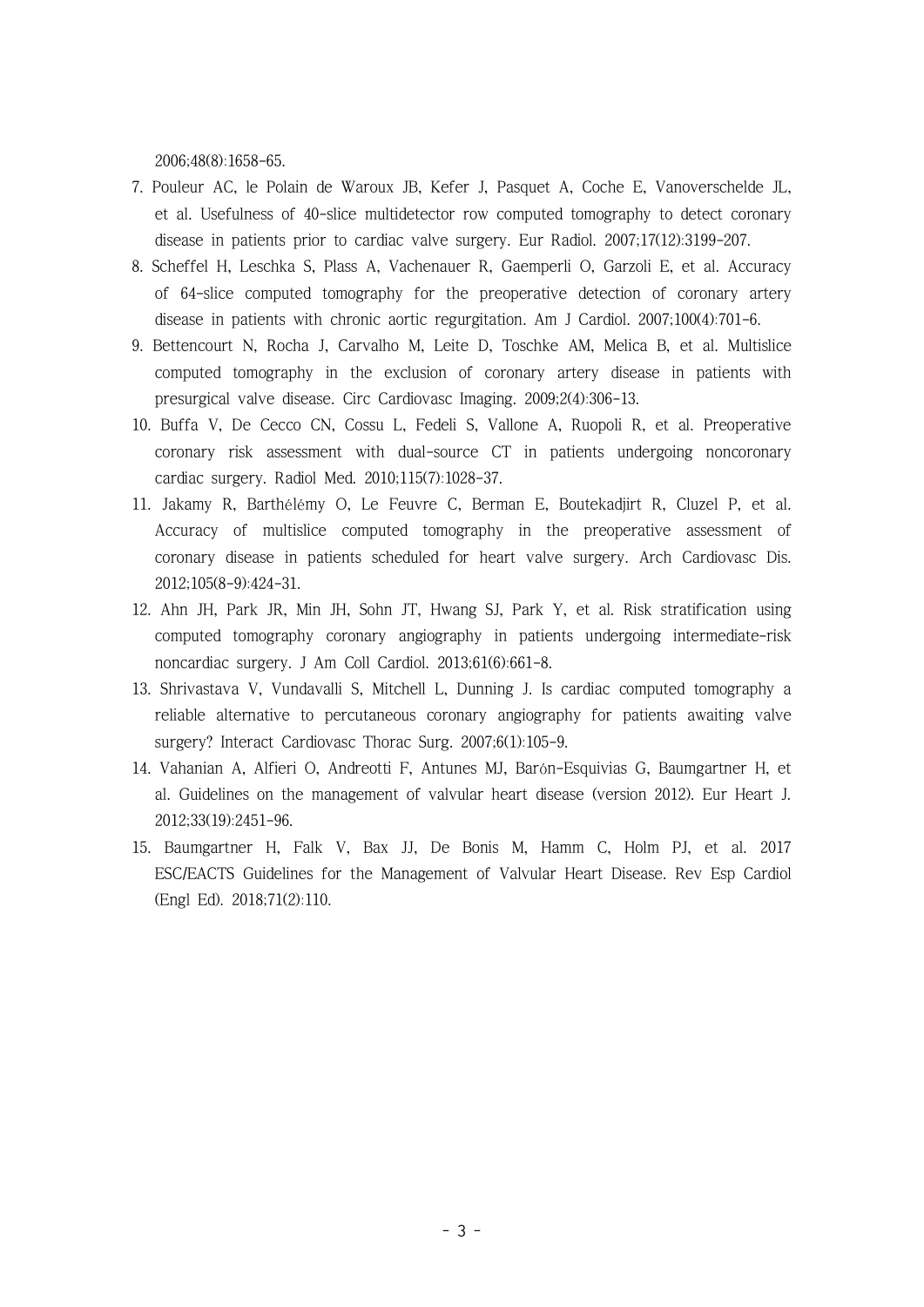2006;48(8):1658-65.

7. Pouleur AC, le Polain de Waroux JB, Kefer J, Pasquet A, Coche E, Vanoverschelde JL, et al. Usefulness of 40-slice multidetector row computed tomography to detect coronary disease in patients prior to cardiac valve surgery. Eur Radiol. 2007;17(12):3199-207.
8. Scheffel H, Leschka S, Plass A, Vachenauer R, Gaemperli O, Garzoli E, et al. Accuracy of 64-slice computed tomography for the preoperative detection of coronary artery disease in patients with chronic aortic regurgitation. Am J Cardiol. 2007;100(4):701-6.
9. Bettencourt N, Rocha J, Carvalho M, Leite D, Toschke AM, Melica B, et al. Multislice computed tomography in the exclusion of coronary artery disease in patients with presurgical valve disease. Circ Cardiovasc Imaging. 2009;2(4):306-13.
10. Buffa V, De Cecco CN, Cossu L, Fedeli S, Vallone A, Ruopoli R, et al. Preoperative coronary risk assessment with dual-source CT in patients undergoing noncoronary cardiac surgery. Radiol Med. 2010;115(7):1028-37.
11. Jakamy R, Barthélémy O, Le Feuvre C, Berman E, Boutekadjirt R, Cluzel P, et al. Accuracy of multislice computed tomography in the preoperative assessment of coronary disease in patients scheduled for heart valve surgery. Arch Cardiovasc Dis. 2012;105(8-9):424-31.
12. Ahn JH, Park JR, Min JH, Sohn JT, Hwang SJ, Park Y, et al. Risk stratification using computed tomography coronary angiography in patients undergoing intermediate-risk noncardiac surgery. J Am Coll Cardiol. 2013;61(6):661-8.
13. Shrivastava V, Vundavalli S, Mitchell L, Dunning J. Is cardiac computed tomography a reliable alternative to percutaneous coronary angiography for patients awaiting valve surgery? Interact Cardiovasc Thorac Surg. 2007;6(1):105-9.
14. Vahanian A, Alfieri O, Andreotti F, Antunes MJ, Barón-Esquivias G, Baumgartner H, et al. Guidelines on the management of valvular heart disease (version 2012). Eur Heart J. 2012;33(19):2451-96.
15. Baumgartner H, Falk V, Bax JJ, De Bonis M, Hamm C, Holm PJ, et al. 2017 ESC/EACTS Guidelines for the Management of Valvular Heart Disease. Rev Esp Cardiol (Engl Ed). 2018;71(2):110.